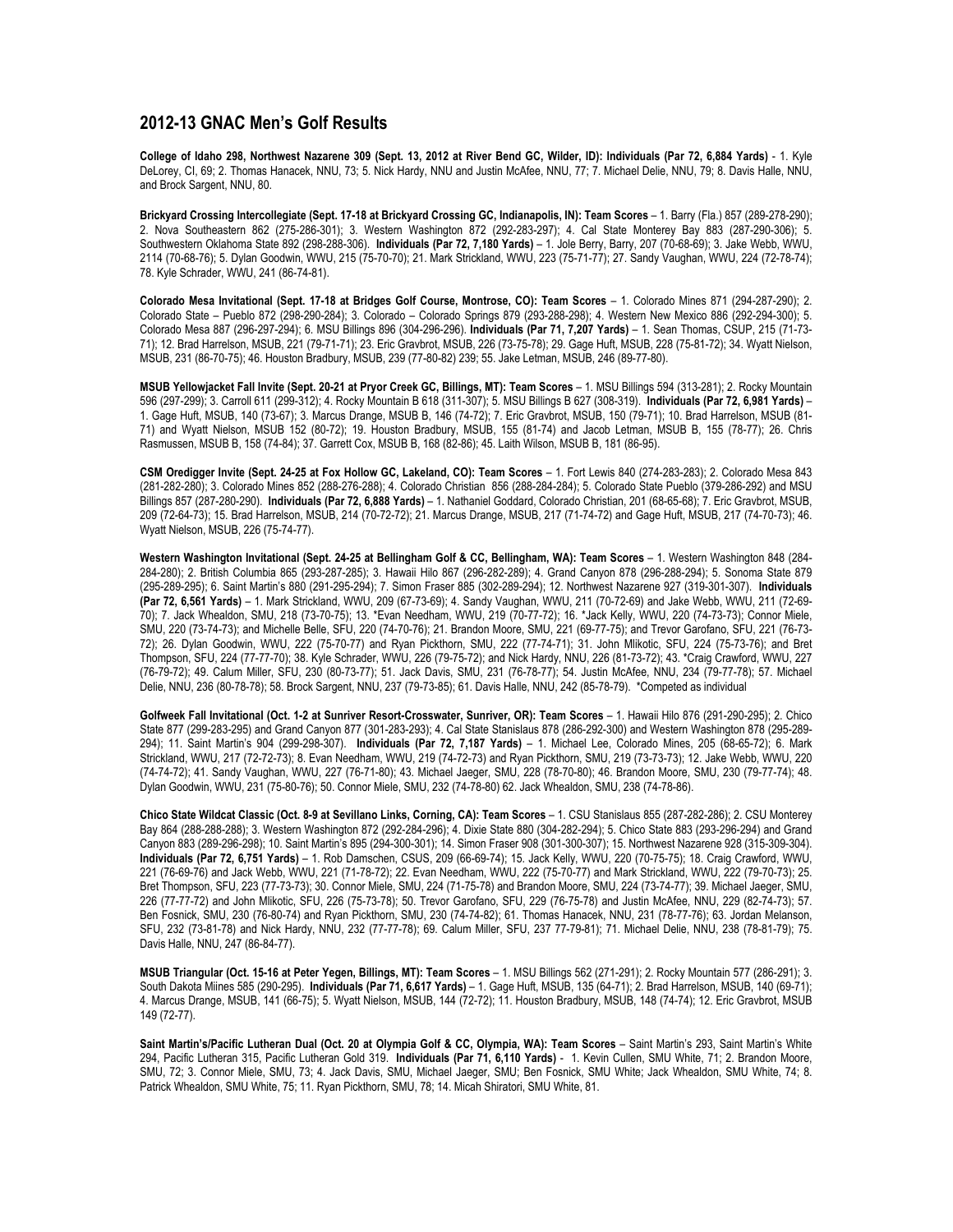## 2012-13 GNAC Men's Golf Results

**College of Idaho 298, Northwest Nazarene 309 (Sept. 13, 2012 at River Bend GC, Wilder, ID): Individuals (Par 72, 6,884 Yards)** - 1. Kyle DeLorey, CI, 69; 2. Thomas Hanacek, NNU, 73; 5. Nick Hardy, NNU and Justin McAfee, NNU, 77; 7. Michael Delie, NNU, 79; 8. Davis Halle, NNU, and Brock Sargent, NNU, 80.

**Brickyard Crossing Intercollegiate (Sept. 17-18 at Brickyard Crossing GC, Indianapolis, IN): Team Scores** – 1. Barry (Fla.) 857 (289-278-290); 2. Nova Southeastern 862 (275-286-301); 3. Western Washington 872 (292-283-297); 4. Cal State Monterey Bay 883 (287-290-306); 5. Southwestern Oklahoma State 892 (298-288-306). **Individuals (Par 72, 7,180 Yards)** – 1. Jole Berry, Barry, 207 (70-68-69); 3. Jake Webb, WWU, 2114 (70-68-76); 5. Dylan Goodwin, WWU, 215 (75-70-70); 21. Mark Strickland, WWU, 223 (75-71-77); 27. Sandy Vaughan, WWU, 224 (72-78-74); 78. Kyle Schrader, WWU, 241 (86-74-81).

**Colorado Mesa Invitational (Sept. 17-18 at Bridges Golf Course, Montrose, CO): Team Scores** – 1. Colorado Mines 871 (294-287-290); 2. Colorado State – Pueblo 872 (298-290-284); 3. Colorado – Colorado Springs 879 (293-288-298); 4. Western New Mexico 886 (292-294-300); 5. Colorado Mesa 887 (296-297-294); 6. MSU Billings 896 (304-296-296). **Individuals (Par 71, 7,207 Yards)** – 1. Sean Thomas, CSUP, 215 (71-73-71); 12. Brad Harrelson, MSUB, 221 (79-71-71); 23. Eric Gravbrot, MSUB, 226 (73-75-78); 29. Gage Huft, MSUB, 228 (75-81-72); 34. Wyatt Nielson, MSUB, 231 (86-70-75); 46. Houston Bradbury, MSUB, 239 (77-80-82) 239; 55. Jake Letman, MSUB, 246 (89-77-80).

**MSUB Yellowjacket Fall Invite (Sept. 20-21 at Pryor Creek GC, Billings, MT): Team Scores** – 1. MSU Billings 594 (313-281); 2. Rocky Mountain 596 (297-299); 3. Carroll 611 (299-312); 4. Rocky Mountain B 618 (311-307); 5. MSU Billings B 627 (308-319). **Individuals (Par 72, 6,981 Yards)** – 1. Gage Huft, MSUB, 140 (73-67); 3. Marcus Drange, MSUB B, 146 (74-72); 7. Eric Gravbrot, MSUB, 150 (79-71); 10. Brad Harrelson, MSUB (81-71) and Wyatt Nielson, MSUB 152 (80-72); 19. Houston Bradbury, MSUB, 155 (81-74) and Jacob Letman, MSUB B, 155 (78-77); 26. Chris Rasmussen, MSUB B, 158 (74-84); 37. Garrett Cox, MSUB B, 168 (82-86); 45. Laith Wilson, MSUB B, 181 (86-95).

**CSM Oredigger Invite (Sept. 24-25 at Fox Hollow GC, Lakeland, CO): Team Scores** – 1. Fort Lewis 840 (274-283-283); 2. Colorado Mesa 843 (281-282-280); 3. Colorado Mines 852 (288-276-288); 4. Colorado Christian 856 (288-284-284); 5. Colorado State Pueblo (379-286-292) and MSU Billings 857 (287-280-290). **Individuals (Par 72, 6,888 Yards)** – 1. Nathaniel Goddard, Colorado Christian, 201 (68-65-68); 7. Eric Gravbrot, MSUB, 209 (72-64-73); 15. Brad Harrelson, MSUB, 214 (70-72-72); 21. Marcus Drange, MSUB, 217 (71-74-72) and Gage Huft, MSUB, 217 (74-70-73); 46. Wyatt Nielson, MSUB, 226 (75-74-77).

**Western Washington Invitational (Sept. 24-25 at Bellingham Golf & CC, Bellingham, WA): Team Scores** – 1. Western Washington 848 (284-284-280); 2. British Columbia 865 (293-287-285); 3. Hawaii Hilo 867 (296-282-289); 4. Grand Canyon 878 (296-288-294); 5. Sonoma State 879 (295-289-295); 6. Saint Martin's 880 (291-295-294); 7. Simon Fraser 885 (302-289-294); 12. Northwest Nazarene 927 (319-301-307). **Individuals (Par 72, 6,561 Yards)** – 1. Mark Strickland, WWU, 209 (67-73-69); 4. Sandy Vaughan, WWU, 211 (70-72-69) and Jake Webb, WWU, 211 (72-69-70); 7. Jack Whealdon, SMU, 218 (73-70-75); 13. *Evan Needham, WWU, 219 (70-77-72); 16. *Jack Kelly, WWU, 220 (74-73-73); Connor Miele, SMU, 220 (73-74-73); and Michelle Belle, SFU, 220 (74-70-76); 21. Brandon Moore, SMU, 221 (69-77-75); and Trevor Garofano, SFU, 221 (76-73-72); 26. Dylan Goodwin, WWU, 222 (75-70-77) and Ryan Pickthorn, SMU, 222 (77-74-71); 31. John Mlikotic, SFU, 224 (75-73-76); and Bret Thompson, SFU, 224 (77-77-70); 38. Kyle Schrader, WWU, 226 (79-75-72); and Nick Hardy, NNU, 226 (81-73-72); 43. *Craig Crawford, WWU, 227 (76-79-72); 49. Calum Miller, SFU, 230 (80-73-77); 51. Jack Davis, SMU, 231 (76-78-77); 54. Justin McAfee, NNU, 234 (79-77-78); 57. Michael Delie, NNU, 236 (80-78-78); 58. Brock Sargent, NNU, 237 (79-73-85); 61. Davis Halle, NNU, 242 (85-78-79). *Competed as individual

**Golfweek Fall Invitational (Oct. 1-2 at Sunriver Resort-Crosswater, Sunriver, OR): Team Scores** – 1. Hawaii Hilo 876 (291-290-295); 2. Chico State 877 (299-283-295) and Grand Canyon 877 (301-283-293); 4. Cal State Stanislaus 878 (286-292-300) and Western Washington 878 (295-289-294); 11. Saint Martin's 904 (299-298-307). **Individuals (Par 72, 7,187 Yards)** – 1. Michael Lee, Colorado Mines, 205 (68-65-72); 6. Mark Strickland, WWU, 217 (72-72-73); 8. Evan Needham, WWU, 219 (74-72-73) and Ryan Pickthorn, SMU, 219 (73-73-73); 12. Jake Webb, WWU, 220 (74-74-72); 41. Sandy Vaughan, WWU, 227 (76-71-80); 43. Michael Jaeger, SMU, 228 (78-70-80); 46. Brandon Moore, SMU, 230 (79-77-74); 48. Dylan Goodwin, WWU, 231 (75-80-76); 50. Connor Miele, SMU, 232 (74-78-80) 62. Jack Whealdon, SMU, 238 (74-78-86).

**Chico State Wildcat Classic (Oct. 8-9 at Sevillano Links, Corning, CA): Team Scores** – 1. CSU Stanislaus 855 (287-282-286); 2. CSU Monterey Bay 864 (288-288-288); 3. Western Washington 872 (292-284-296); 4. Dixie State 880 (304-282-294); 5. Chico State 883 (293-296-294) and Grand Canyon 883 (289-296-298); 10. Saint Martin's 895 (294-300-301); 14. Simon Fraser 908 (301-300-307); 15. Northwest Nazarene 928 (315-309-304). **Individuals (Par 72, 6,751 Yards)** – 1. Rob Damschen, CSUS, 209 (66-69-74); 15. Jack Kelly, WWU, 220 (70-75-75); 18. Craig Crawford, WWU, 221 (76-69-76) and Jack Webb, WWU, 221 (71-78-72); 22. Evan Needham, WWU, 222 (75-70-77) and Mark Strickland, WWU, 222 (79-70-73); 25. Bret Thompson, SFU, 223 (77-73-73); 30. Connor Miele, SMU, 224 (71-75-78) and Brandon Moore, SMU, 224 (73-74-77); 39. Michael Jaeger, SMU, 226 (77-77-72) and John Mlikotic, SFU, 226 (75-73-78); 50. Trevor Garofano, SFU, 229 (76-75-78) and Justin McAfee, NNU, 229 (82-74-73); 57. Ben Fosnick, SMU, 230 (76-80-74) and Ryan Pickthorn, SMU, 230 (74-74-82); 61. Thomas Hanacek, NNU, 231 (78-77-76); 63. Jordan Melanson, SFU, 232 (73-81-78) and Nick Hardy, NNU, 232 (77-77-78); 69. Calum Miller, SFU, 237 77-79-81); 71. Michael Delie, NNU, 238 (78-81-79); 75. Davis Halle, NNU, 247 (86-84-77).

**MSUB Triangular (Oct. 15-16 at Peter Yegen, Billings, MT): Team Scores** – 1. MSU Billings 562 (271-291); 2. Rocky Mountain 577 (286-291); 3. South Dakota Miines 585 (290-295). **Individuals (Par 71, 6,617 Yards)** – 1. Gage Huft, MSUB, 135 (64-71); 2. Brad Harrelson, MSUB, 140 (69-71); 4. Marcus Drange, MSUB, 141 (66-75); 5. Wyatt Nielson, MSUB, 144 (72-72); 11. Houston Bradbury, MSUB, 148 (74-74); 12. Eric Gravbrot, MSUB 149 (72-77).

**Saint Martin's/Pacific Lutheran Dual (Oct. 20 at Olympia Golf & CC, Olympia, WA): Team Scores** – Saint Martin's 293, Saint Martin's White 294, Pacific Lutheran 315, Pacific Lutheran Gold 319. **Individuals (Par 71, 6,110 Yards)** - 1. Kevin Cullen, SMU White, 71; 2. Brandon Moore, SMU, 72; 3. Connor Miele, SMU, 73; 4. Jack Davis, SMU, Michael Jaeger, SMU; Ben Fosnick, SMU White; Jack Whealdon, SMU White, 74; 8. Patrick Whealdon, SMU White, 75; 11. Ryan Pickthorn, SMU, 78; 14. Micah Shiratori, SMU White, 81.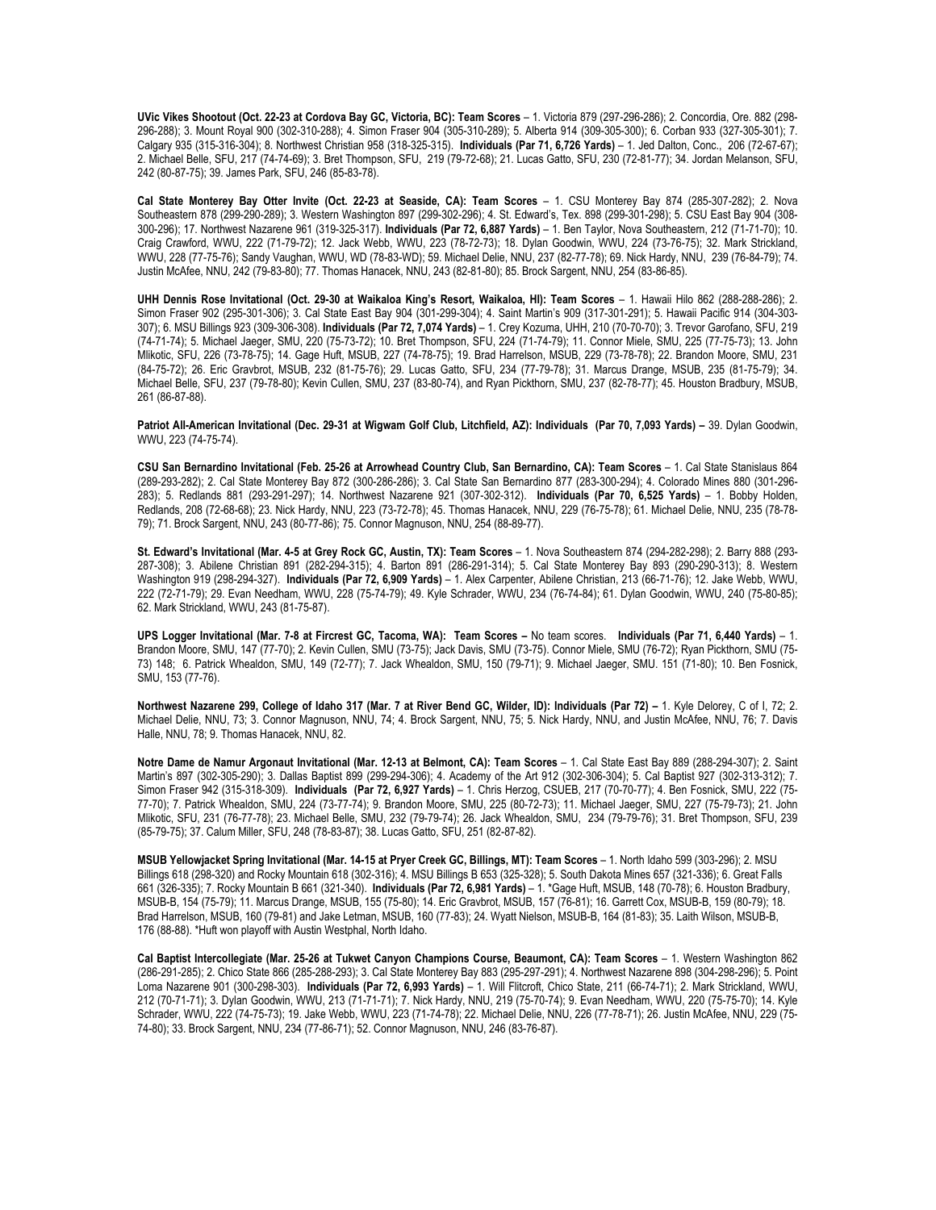**UVic Vikes Shootout (Oct. 22-23 at Cordova Bay GC, Victoria, BC): Team Scores** – 1. Victoria 879 (297-296-286); 2. Concordia, Ore. 882 (298-296-288); 3. Mount Royal 900 (302-310-288); 4. Simon Fraser 904 (305-310-289); 5. Alberta 914 (309-305-300); 6. Corban 933 (327-305-301); 7. Calgary 935 (315-316-304); 8. Northwest Christian 958 (318-325-315). **Individuals (Par 71, 6,726 Yards)** – 1. Jed Dalton, Conc., 206 (72-67-67); 2. Michael Belle, SFU, 217 (74-74-69); 3. Bret Thompson, SFU, 219 (79-72-68); 21. Lucas Gatto, SFU, 230 (72-81-77); 34. Jordan Melanson, SFU, 242 (80-87-75); 39. James Park, SFU, 246 (85-83-78).

**Cal State Monterey Bay Otter Invite (Oct. 22-23 at Seaside, CA): Team Scores** – 1. CSU Monterey Bay 874 (285-307-282); 2. Nova Southeastern 878 (299-290-289); 3. Western Washington 897 (299-302-296); 4. St. Edward's, Tex. 898 (299-301-298); 5. CSU East Bay 904 (308-300-296); 17. Northwest Nazarene 961 (319-325-317). **Individuals (Par 72, 6,887 Yards)** – 1. Ben Taylor, Nova Southeastern, 212 (71-71-70); 10. Craig Crawford, WWU, 222 (71-79-72); 12. Jack Webb, WWU, 223 (78-72-73); 18. Dylan Goodwin, WWU, 224 (73-76-75); 32. Mark Strickland, WWU, 228 (77-75-76); Sandy Vaughan, WWU, WD (78-83-WD); 59. Michael Delie, NNU, 237 (82-77-78); 69. Nick Hardy, NNU, 239 (76-84-79); 74. Justin McAfee, NNU, 242 (79-83-80); 77. Thomas Hanacek, NNU, 243 (82-81-80); 85. Brock Sargent, NNU, 254 (83-86-85).

**UHH Dennis Rose Invitational (Oct. 29-30 at Waikaloa King's Resort, Waikaloa, HI): Team Scores** – 1. Hawaii Hilo 862 (288-288-286); 2. Simon Fraser 902 (295-301-306); 3. Cal State East Bay 904 (301-299-304); 4. Saint Martin's 909 (317-301-291); 5. Hawaii Pacific 914 (304-303-307); 6. MSU Billings 923 (309-306-308). **Individuals (Par 72, 7,074 Yards)** – 1. Crey Kozuma, UHH, 210 (70-70-70); 3. Trevor Garofano, SFU, 219 (74-71-74); 5. Michael Jaeger, SMU, 220 (75-73-72); 10. Bret Thompson, SFU, 224 (71-74-79); 11. Connor Miele, SMU, 225 (77-75-73); 13. John Mlikotic, SFU, 226 (73-78-75); 14. Gage Huft, MSUB, 227 (74-78-75); 19. Brad Harrelson, MSUB, 229 (73-78-78); 22. Brandon Moore, SMU, 231 (84-75-72); 26. Eric Gravbrot, MSUB, 232 (81-75-76); 29. Lucas Gatto, SFU, 234 (77-79-78); 31. Marcus Drange, MSUB, 235 (81-75-79); 34. Michael Belle, SFU, 237 (79-78-80); Kevin Cullen, SMU, 237 (83-80-74), and Ryan Pickthorn, SMU, 237 (82-78-77); 45. Houston Bradbury, MSUB, 261 (86-87-88).

**Patriot All-American Invitational (Dec. 29-31 at Wigwam Golf Club, Litchfield, AZ): Individuals (Par 70, 7,093 Yards) –** 39. Dylan Goodwin, WWU, 223 (74-75-74).

**CSU San Bernardino Invitational (Feb. 25-26 at Arrowhead Country Club, San Bernardino, CA): Team Scores** – 1. Cal State Stanislaus 864 (289-293-282); 2. Cal State Monterey Bay 872 (300-286-286); 3. Cal State San Bernardino 877 (283-300-294); 4. Colorado Mines 880 (301-296-283); 5. Redlands 881 (293-291-297); 14. Northwest Nazarene 921 (307-302-312). **Individuals (Par 70, 6,525 Yards)** – 1. Bobby Holden, Redlands, 208 (72-68-68); 23. Nick Hardy, NNU, 223 (73-72-78); 45. Thomas Hanacek, NNU, 229 (76-75-78); 61. Michael Delie, NNU, 235 (78-78-79); 71. Brock Sargent, NNU, 243 (80-77-86); 75. Connor Magnuson, NNU, 254 (88-89-77).

**St. Edward's Invitational (Mar. 4-5 at Grey Rock GC, Austin, TX): Team Scores** – 1. Nova Southeastern 874 (294-282-298); 2. Barry 888 (293-287-308); 3. Abilene Christian 891 (282-294-315); 4. Barton 891 (286-291-314); 5. Cal State Monterey Bay 893 (290-290-313); 8. Western Washington 919 (298-294-327). **Individuals (Par 72, 6,909 Yards)** – 1. Alex Carpenter, Abilene Christian, 213 (66-71-76); 12. Jake Webb, WWU, 222 (72-71-79); 29. Evan Needham, WWU, 228 (75-74-79); 49. Kyle Schrader, WWU, 234 (76-74-84); 61. Dylan Goodwin, WWU, 240 (75-80-85); 62. Mark Strickland, WWU, 243 (81-75-87).

**UPS Logger Invitational (Mar. 7-8 at Fircrest GC, Tacoma, WA): Team Scores –** No team scores. **Individuals (Par 71, 6,440 Yards)** – 1. Brandon Moore, SMU, 147 (77-70); 2. Kevin Cullen, SMU (73-75); Jack Davis, SMU (73-75). Connor Miele, SMU (76-72); Ryan Pickthorn, SMU (75-73) 148; 6. Patrick Whealdon, SMU, 149 (72-77); 7. Jack Whealdon, SMU, 150 (79-71); 9. Michael Jaeger, SMU. 151 (71-80); 10. Ben Fosnick, SMU, 153 (77-76).

**Northwest Nazarene 299, College of Idaho 317 (Mar. 7 at River Bend GC, Wilder, ID): Individuals (Par 72) –** 1. Kyle Delorey, C of I, 72; 2. Michael Delie, NNU, 73; 3. Connor Magnuson, NNU, 74; 4. Brock Sargent, NNU, 75; 5. Nick Hardy, NNU, and Justin McAfee, NNU, 76; 7. Davis Halle, NNU, 78; 9. Thomas Hanacek, NNU, 82.

**Notre Dame de Namur Argonaut Invitational (Mar. 12-13 at Belmont, CA): Team Scores** – 1. Cal State East Bay 889 (288-294-307); 2. Saint Martin's 897 (302-305-290); 3. Dallas Baptist 899 (299-294-306); 4. Academy of the Art 912 (302-306-304); 5. Cal Baptist 927 (302-313-312); 7. Simon Fraser 942 (315-318-309). **Individuals (Par 72, 6,927 Yards)** – 1. Chris Herzog, CSUEB, 217 (70-70-77); 4. Ben Fosnick, SMU, 222 (75-77-70); 7. Patrick Whealdon, SMU, 224 (73-77-74); 9. Brandon Moore, SMU, 225 (80-72-73); 11. Michael Jaeger, SMU, 227 (75-79-73); 21. John Mlikotic, SFU, 231 (76-77-78); 23. Michael Belle, SMU, 232 (79-79-74); 26. Jack Whealdon, SMU, 234 (79-79-76); 31. Bret Thompson, SFU, 239 (85-79-75); 37. Calum Miller, SFU, 248 (78-83-87); 38. Lucas Gatto, SFU, 251 (82-87-82).

**MSUB Yellowjacket Spring Invitational (Mar. 14-15 at Pryer Creek GC, Billings, MT): Team Scores** – 1. North Idaho 599 (303-296); 2. MSU Billings 618 (298-320) and Rocky Mountain 618 (302-316); 4. MSU Billings B 653 (325-328); 5. South Dakota Mines 657 (321-336); 6. Great Falls 661 (326-335); 7. Rocky Mountain B 661 (321-340). **Individuals (Par 72, 6,981 Yards)** – 1. *Gage Huft, MSUB, 148 (70-78); 6. Houston Bradbury, MSUB-B, 154 (75-79); 11. Marcus Drange, MSUB, 155 (75-80); 14. Eric Gravbrot, MSUB, 157 (76-81); 16. Garrett Cox, MSUB-B, 159 (80-79); 18. Brad Harrelson, MSUB, 160 (79-81) and Jake Letman, MSUB, 160 (77-83); 24. Wyatt Nielson, MSUB-B, 164 (81-83); 35. Laith Wilson, MSUB-B, 176 (88-88). *Huft won playoff with Austin Westphal, North Idaho.

**Cal Baptist Intercollegiate (Mar. 25-26 at Tukwet Canyon Champions Course, Beaumont, CA): Team Scores** – 1. Western Washington 862 (286-291-285); 2. Chico State 866 (285-288-293); 3. Cal State Monterey Bay 883 (295-297-291); 4. Northwest Nazarene 898 (304-298-296); 5. Point Loma Nazarene 901 (300-298-303). **Individuals (Par 72, 6,993 Yards)** – 1. Will Flitcroft, Chico State, 211 (66-74-71); 2. Mark Strickland, WWU, 212 (70-71-71); 3. Dylan Goodwin, WWU, 213 (71-71-71); 7. Nick Hardy, NNU, 219 (75-70-74); 9. Evan Needham, WWU, 220 (75-75-70); 14. Kyle Schrader, WWU, 222 (74-75-73); 19. Jake Webb, WWU, 223 (71-74-78); 22. Michael Delie, NNU, 226 (77-78-71); 26. Justin McAfee, NNU, 229 (75-74-80); 33. Brock Sargent, NNU, 234 (77-86-71); 52. Connor Magnuson, NNU, 246 (83-76-87).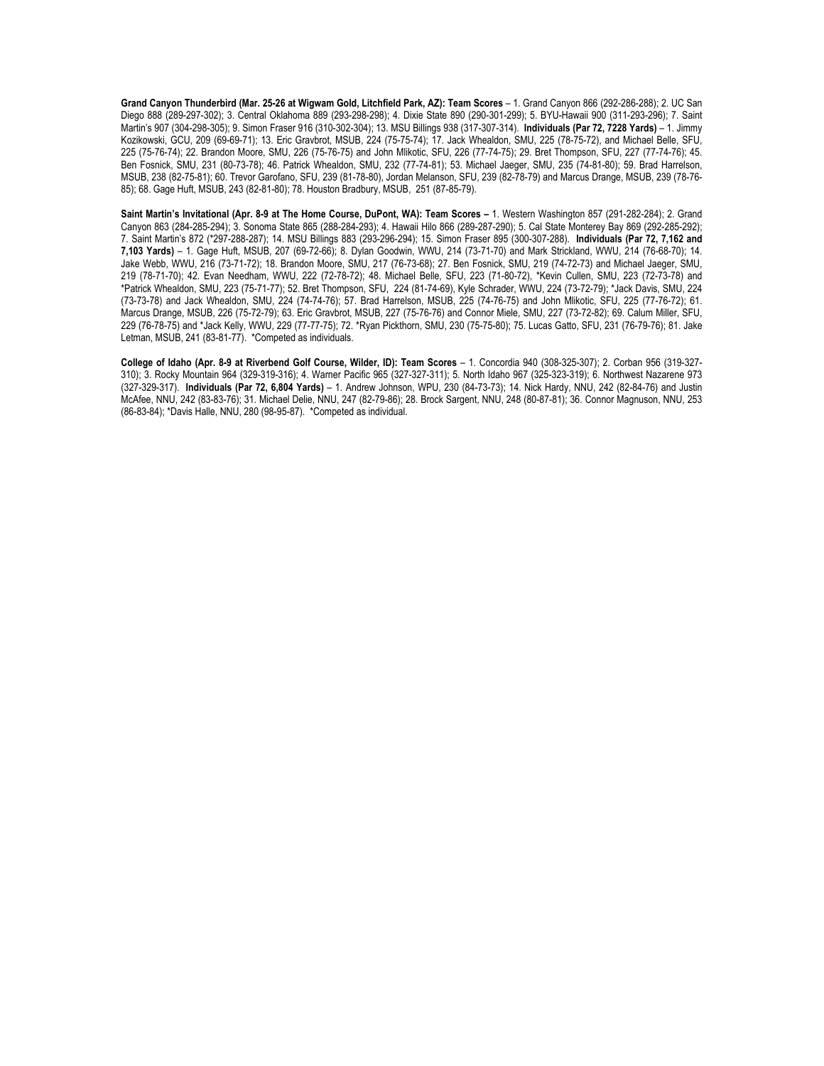**Grand Canyon Thunderbird (Mar. 25-26 at Wigwam Gold, Litchfield Park, AZ): Team Scores** – 1. Grand Canyon 866 (292-286-288); 2. UC San Diego 888 (289-297-302); 3. Central Oklahoma 889 (293-298-298); 4. Dixie State 890 (290-301-299); 5. BYU-Hawaii 900 (311-293-296); 7. Saint Martin's 907 (304-298-305); 9. Simon Fraser 916 (310-302-304); 13. MSU Billings 938 (317-307-314). **Individuals (Par 72, 7228 Yards)** – 1. Jimmy Kozikowski, GCU, 209 (69-69-71); 13. Eric Gravbrot, MSUB, 224 (75-75-74); 17. Jack Whealdon, SMU, 225 (78-75-72), and Michael Belle, SFU, 225 (75-76-74); 22. Brandon Moore, SMU, 226 (75-76-75) and John Mlikotic, SFU, 226 (77-74-75); 29. Bret Thompson, SFU, 227 (77-74-76); 45. Ben Fosnick, SMU, 231 (80-73-78); 46. Patrick Whealdon, SMU, 232 (77-74-81); 53. Michael Jaeger, SMU, 235 (74-81-80); 59. Brad Harrelson, MSUB, 238 (82-75-81); 60. Trevor Garofano, SFU, 239 (81-78-80), Jordan Melanson, SFU, 239 (82-78-79) and Marcus Drange, MSUB, 239 (78-76-85); 68. Gage Huft, MSUB, 243 (82-81-80); 78. Houston Bradbury, MSUB, 251 (87-85-79).

**Saint Martin's Invitational (Apr. 8-9 at The Home Course, DuPont, WA): Team Scores –** 1. Western Washington 857 (291-282-284); 2. Grand Canyon 863 (284-285-294); 3. Sonoma State 865 (288-284-293); 4. Hawaii Hilo 866 (289-287-290); 5. Cal State Monterey Bay 869 (292-285-292); 7. Saint Martin's 872 (*297-288-287); 14. MSU Billings 883 (293-296-294); 15. Simon Fraser 895 (300-307-288). **Individuals (Par 72, 7,162 and 7,103 Yards)** – 1. Gage Huft, MSUB, 207 (69-72-66); 8. Dylan Goodwin, WWU, 214 (73-71-70) and Mark Strickland, WWU, 214 (76-68-70); 14. Jake Webb, WWU, 216 (73-71-72); 18. Brandon Moore, SMU, 217 (76-73-68); 27. Ben Fosnick, SMU, 219 (74-72-73) and Michael Jaeger, SMU, 219 (78-71-70); 42. Evan Needham, WWU, 222 (72-78-72); 48. Michael Belle, SFU, 223 (71-80-72), *Kevin Cullen, SMU, 223 (72-73-78) and *Patrick Whealdon, SMU, 223 (75-71-77); 52. Bret Thompson, SFU, 224 (81-74-69), Kyle Schrader, WWU, 224 (73-72-79); *Jack Davis, SMU, 224 (73-73-78) and Jack Whealdon, SMU, 224 (74-74-76); 57. Brad Harrelson, MSUB, 225 (74-76-75) and John Mlikotic, SFU, 225 (77-76-72); 61. Marcus Drange, MSUB, 226 (75-72-79); 63. Eric Gravbrot, MSUB, 227 (75-76-76) and Connor Miele, SMU, 227 (73-72-82); 69. Calum Miller, SFU, 229 (76-78-75) and *Jack Kelly, WWU, 229 (77-77-75); 72. *Ryan Pickthorn, SMU, 230 (75-75-80); 75. Lucas Gatto, SFU, 231 (76-79-76); 81. Jake Letman, MSUB, 241 (83-81-77). *Competed as individuals.

**College of Idaho (Apr. 8-9 at Riverbend Golf Course, Wilder, ID): Team Scores** – 1. Concordia 940 (308-325-307); 2. Corban 956 (319-327-310); 3. Rocky Mountain 964 (329-319-316); 4. Warner Pacific 965 (327-327-311); 5. North Idaho 967 (325-323-319); 6. Northwest Nazarene 973 (327-329-317). **Individuals (Par 72, 6,804 Yards)** – 1. Andrew Johnson, WPU, 230 (84-73-73); 14. Nick Hardy, NNU, 242 (82-84-76) and Justin McAfee, NNU, 242 (83-83-76); 31. Michael Delie, NNU, 247 (82-79-86); 28. Brock Sargent, NNU, 248 (80-87-81); 36. Connor Magnuson, NNU, 253 (86-83-84); *Davis Halle, NNU, 280 (98-95-87). *Competed as individual.